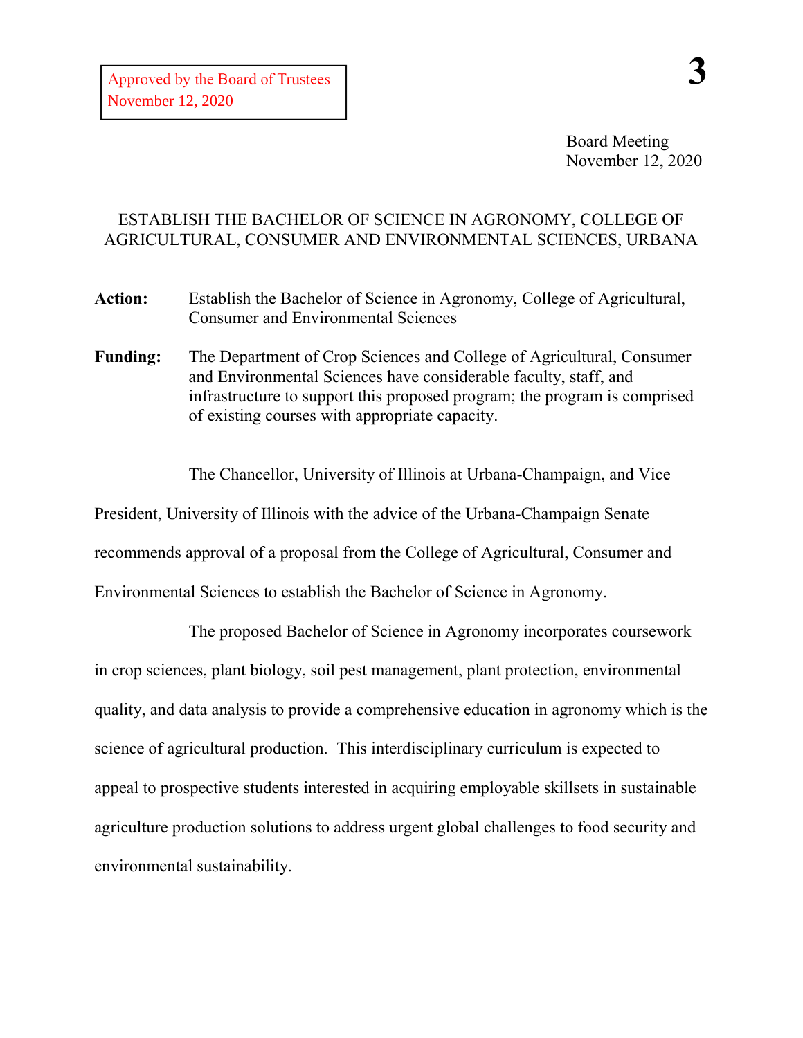Approved by the Board of Trustees
November 12, 2020

**3**

Board Meeting
November 12, 2020

# ESTABLISH THE BACHELOR OF SCIENCE IN AGRONOMY, COLLEGE OF AGRICULTURAL, CONSUMER AND ENVIRONMENTAL SCIENCES, URBANA

**Action:** Establish the Bachelor of Science in Agronomy, College of Agricultural, Consumer and Environmental Sciences

**Funding:** The Department of Crop Sciences and College of Agricultural, Consumer and Environmental Sciences have considerable faculty, staff, and infrastructure to support this proposed program; the program is comprised of existing courses with appropriate capacity.

The Chancellor, University of Illinois at Urbana-Champaign, and Vice President, University of Illinois with the advice of the Urbana-Champaign Senate recommends approval of a proposal from the College of Agricultural, Consumer and Environmental Sciences to establish the Bachelor of Science in Agronomy.

The proposed Bachelor of Science in Agronomy incorporates coursework in crop sciences, plant biology, soil pest management, plant protection, environmental quality, and data analysis to provide a comprehensive education in agronomy which is the science of agricultural production. This interdisciplinary curriculum is expected to appeal to prospective students interested in acquiring employable skillsets in sustainable agriculture production solutions to address urgent global challenges to food security and environmental sustainability.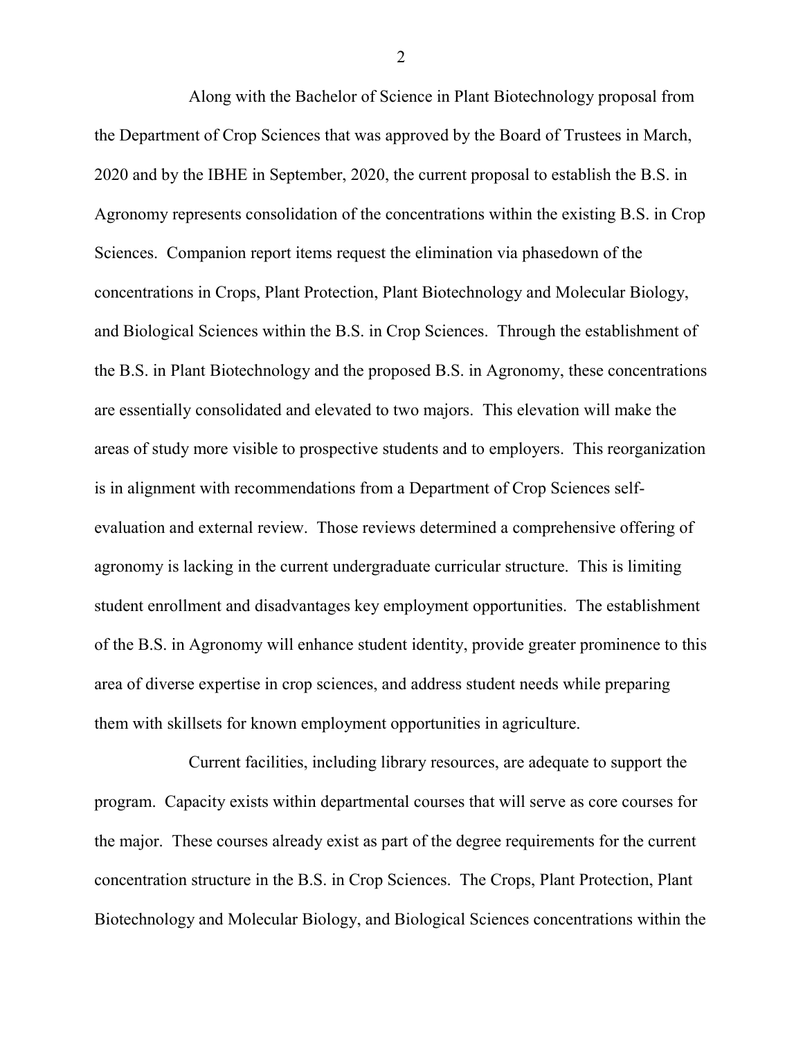Along with the Bachelor of Science in Plant Biotechnology proposal from the Department of Crop Sciences that was approved by the Board of Trustees in March, 2020 and by the IBHE in September, 2020, the current proposal to establish the B.S. in Agronomy represents consolidation of the concentrations within the existing B.S. in Crop Sciences. Companion report items request the elimination via phasedown of the concentrations in Crops, Plant Protection, Plant Biotechnology and Molecular Biology, and Biological Sciences within the B.S. in Crop Sciences. Through the establishment of the B.S. in Plant Biotechnology and the proposed B.S. in Agronomy, these concentrations are essentially consolidated and elevated to two majors. This elevation will make the areas of study more visible to prospective students and to employers. This reorganization is in alignment with recommendations from a Department of Crop Sciences self-evaluation and external review. Those reviews determined a comprehensive offering of agronomy is lacking in the current undergraduate curricular structure. This is limiting student enrollment and disadvantages key employment opportunities. The establishment of the B.S. in Agronomy will enhance student identity, provide greater prominence to this area of diverse expertise in crop sciences, and address student needs while preparing them with skillsets for known employment opportunities in agriculture.

Current facilities, including library resources, are adequate to support the program. Capacity exists within departmental courses that will serve as core courses for the major. These courses already exist as part of the degree requirements for the current concentration structure in the B.S. in Crop Sciences. The Crops, Plant Protection, Plant Biotechnology and Molecular Biology, and Biological Sciences concentrations within the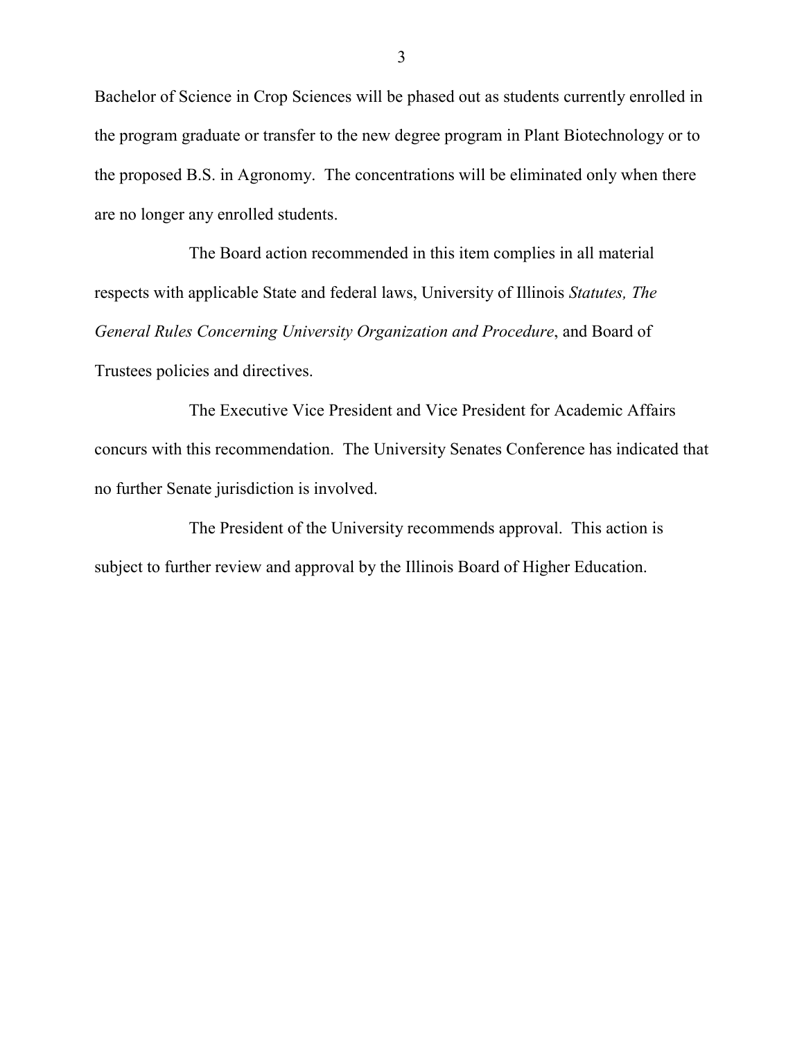Bachelor of Science in Crop Sciences will be phased out as students currently enrolled in the program graduate or transfer to the new degree program in Plant Biotechnology or to the proposed B.S. in Agronomy.  The concentrations will be eliminated only when there are no longer any enrolled students.

The Board action recommended in this item complies in all material respects with applicable State and federal laws, University of Illinois *Statutes, The General Rules Concerning University Organization and Procedure*, and Board of Trustees policies and directives.

The Executive Vice President and Vice President for Academic Affairs concurs with this recommendation.  The University Senates Conference has indicated that no further Senate jurisdiction is involved.

The President of the University recommends approval.  This action is subject to further review and approval by the Illinois Board of Higher Education.